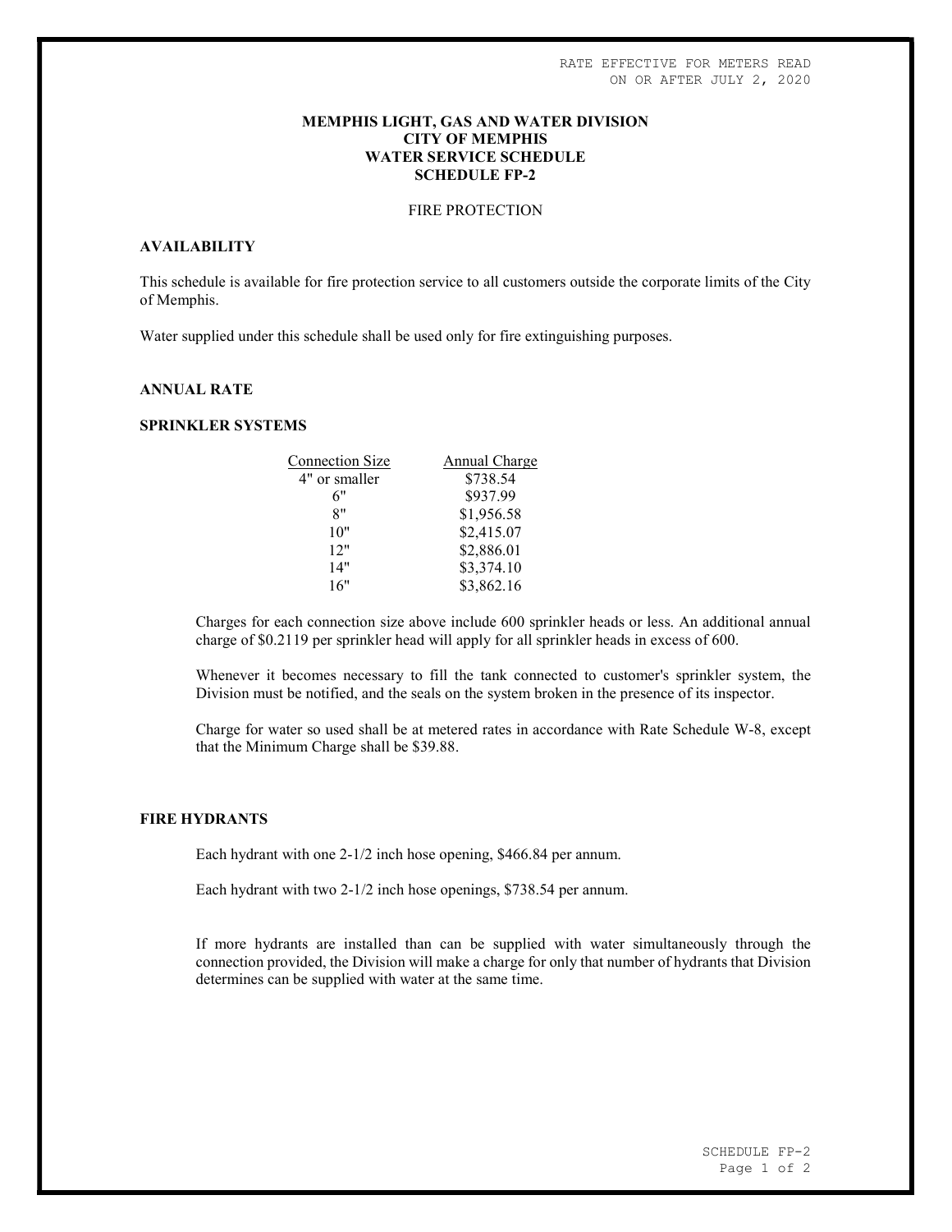RATE EFFECTIVE FOR METERS READ
ON OR AFTER JULY 2, 2020

# MEMPHIS LIGHT, GAS AND WATER DIVISION
# CITY OF MEMPHIS
# WATER SERVICE SCHEDULE
# SCHEDULE FP-2

FIRE PROTECTION

## AVAILABILITY

This schedule is available for fire protection service to all customers outside the corporate limits of the City of Memphis.

Water supplied under this schedule shall be used only for fire extinguishing purposes.

## ANNUAL RATE

### SPRINKLER SYSTEMS

| Connection Size | Annual Charge |
|---|---|
| 4" or smaller | $738.54 |
| 6" | $937.99 |
| 8" | $1,956.58 |
| 10" | $2,415.07 |
| 12" | $2,886.01 |
| 14" | $3,374.10 |
| 16" | $3,862.16 |

Charges for each connection size above include 600 sprinkler heads or less. An additional annual charge of $0.2119 per sprinkler head will apply for all sprinkler heads in excess of 600.

Whenever it becomes necessary to fill the tank connected to customer's sprinkler system, the Division must be notified, and the seals on the system broken in the presence of its inspector.

Charge for water so used shall be at metered rates in accordance with Rate Schedule W-8, except that the Minimum Charge shall be $39.88.

### FIRE HYDRANTS

Each hydrant with one 2-1/2 inch hose opening, $466.84 per annum.

Each hydrant with two 2-1/2 inch hose openings, $738.54 per annum.

If more hydrants are installed than can be supplied with water simultaneously through the connection provided, the Division will make a charge for only that number of hydrants that Division determines can be supplied with water at the same time.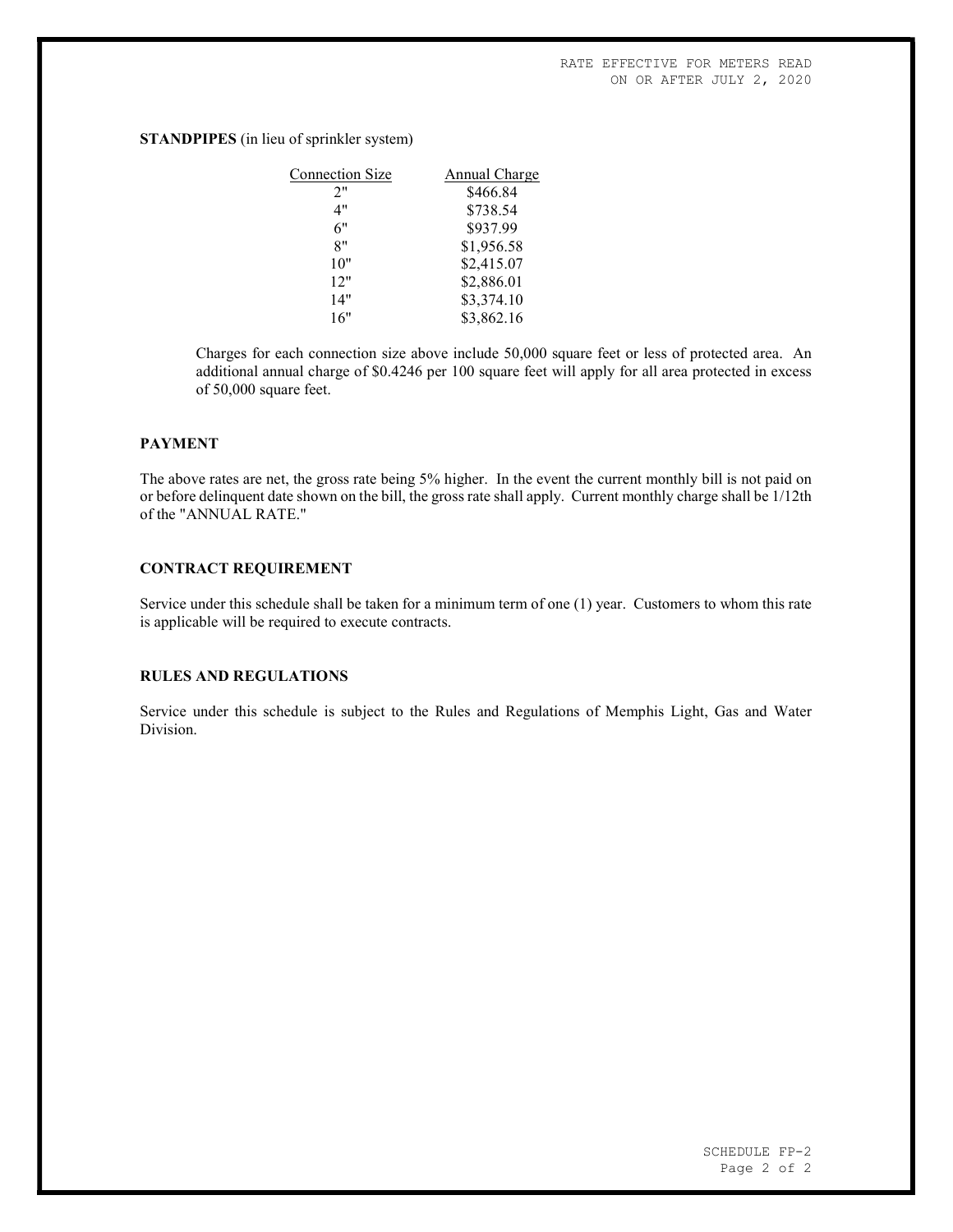RATE EFFECTIVE FOR METERS READ ON OR AFTER JULY 2, 2020

**STANDPIPES** (in lieu of sprinkler system)

| Connection Size | Annual Charge |
|---|---|
| 2" | \$466.84 |
| 4" | \$738.54 |
| 6" | \$937.99 |
| 8" | \$1,956.58 |
| 10" | \$2,415.07 |
| 12" | \$2,886.01 |
| 14" | \$3,374.10 |
| 16" | \$3,862.16 |

Charges for each connection size above include 50,000 square feet or less of protected area. An additional annual charge of \$0.4246 per 100 square feet will apply for all area protected in excess of 50,000 square feet.

## PAYMENT

The above rates are net, the gross rate being 5% higher. In the event the current monthly bill is not paid on or before delinquent date shown on the bill, the gross rate shall apply. Current monthly charge shall be 1/12th of the "ANNUAL RATE."

## CONTRACT REQUIREMENT

Service under this schedule shall be taken for a minimum term of one (1) year. Customers to whom this rate is applicable will be required to execute contracts.

## RULES AND REGULATIONS

Service under this schedule is subject to the Rules and Regulations of Memphis Light, Gas and Water Division.

SCHEDULE FP-2